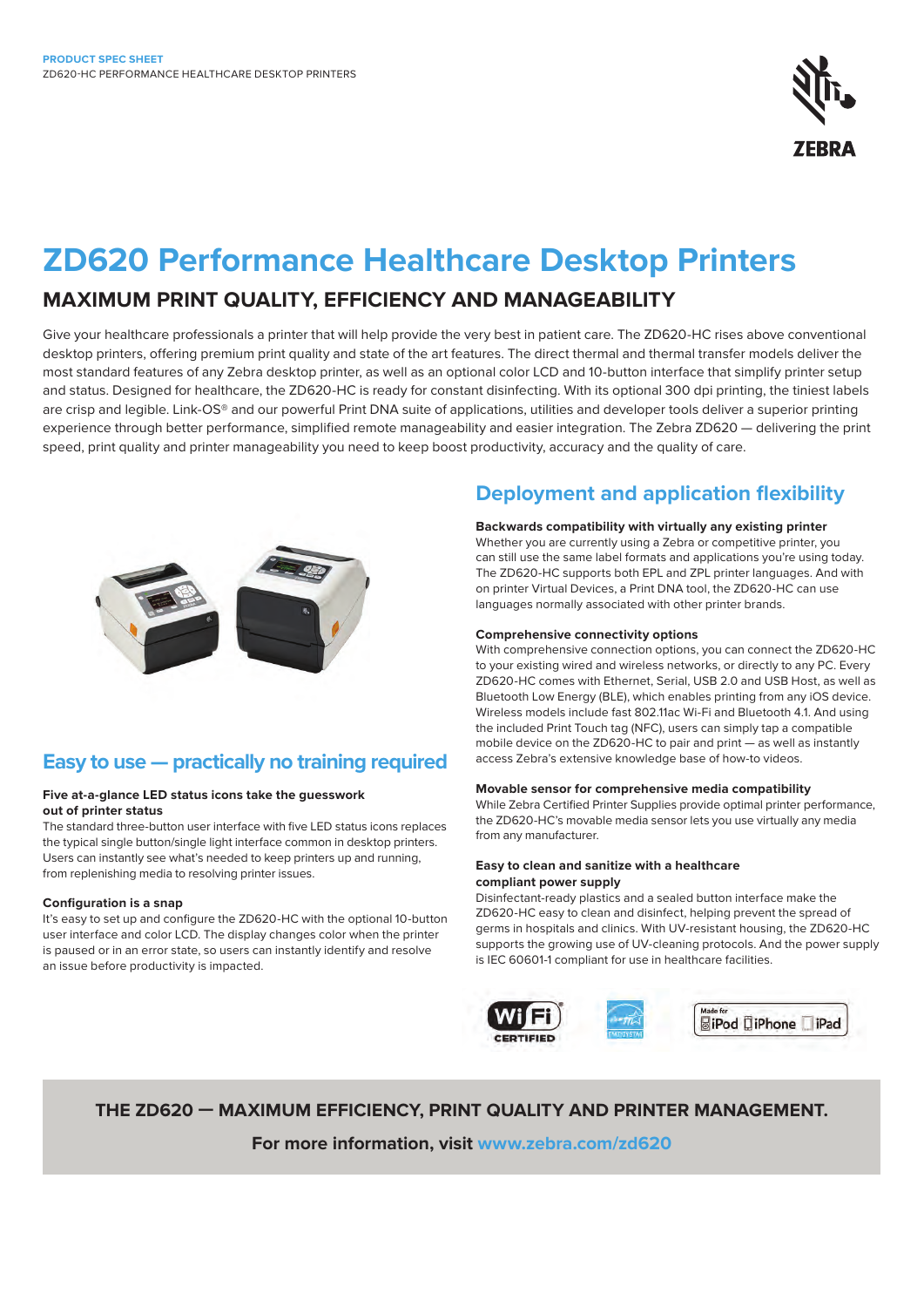PRODUCT SPEC SHEET
ZD620-HC PERFORMANCE HEALTHCARE DESKTOP PRINTERS

# ZD620 Performance Healthcare Desktop Printers

## MAXIMUM PRINT QUALITY, EFFICIENCY AND MANAGEABILITY

Give your healthcare professionals a printer that will help provide the very best in patient care. The ZD620-HC rises above conventional desktop printers, offering premium print quality and state of the art features. The direct thermal and thermal transfer models deliver the most standard features of any Zebra desktop printer, as well as an optional color LCD and 10-button interface that simplify printer setup and status. Designed for healthcare, the ZD620-HC is ready for constant disinfecting. With its optional 300 dpi printing, the tiniest labels are crisp and legible. Link-OS® and our powerful Print DNA suite of applications, utilities and developer tools deliver a superior printing experience through better performance, simplified remote manageability and easier integration. The Zebra ZD620 — delivering the print speed, print quality and printer manageability you need to keep boost productivity, accuracy and the quality of care.

## Easy to use — practically no training required

**Five at-a-glance LED status icons take the guesswork out of printer status**
The standard three-button user interface with five LED status icons replaces the typical single button/single light interface common in desktop printers. Users can instantly see what's needed to keep printers up and running, from replenishing media to resolving printer issues.

**Configuration is a snap**
It's easy to set up and configure the ZD620-HC with the optional 10-button user interface and color LCD. The display changes color when the printer is paused or in an error state, so users can instantly identify and resolve an issue before productivity is impacted.

## Deployment and application flexibility

**Backwards compatibility with virtually any existing printer**
Whether you are currently using a Zebra or competitive printer, you can still use the same label formats and applications you're using today. The ZD620-HC supports both EPL and ZPL printer languages. And with on printer Virtual Devices, a Print DNA tool, the ZD620-HC can use languages normally associated with other printer brands.

**Comprehensive connectivity options**
With comprehensive connection options, you can connect the ZD620-HC to your existing wired and wireless networks, or directly to any PC. Every ZD620-HC comes with Ethernet, Serial, USB 2.0 and USB Host, as well as Bluetooth Low Energy (BLE), which enables printing from any iOS device. Wireless models include fast 802.11ac Wi-Fi and Bluetooth 4.1. And using the included Print Touch tag (NFC), users can simply tap a compatible mobile device on the ZD620-HC to pair and print — as well as instantly access Zebra's extensive knowledge base of how-to videos.

**Movable sensor for comprehensive media compatibility**
While Zebra Certified Printer Supplies provide optimal printer performance, the ZD620-HC's movable media sensor lets you use virtually any media from any manufacturer.

**Easy to clean and sanitize with a healthcare compliant power supply**
Disinfectant-ready plastics and a sealed button interface make the ZD620-HC easy to clean and disinfect, helping prevent the spread of germs in hospitals and clinics. With UV-resistant housing, the ZD620-HC supports the growing use of UV-cleaning protocols. And the power supply is IEC 60601-1 compliant for use in healthcare facilities.

**THE ZD620 — MAXIMUM EFFICIENCY, PRINT QUALITY AND PRINTER MANAGEMENT.**

**For more information, visit www.zebra.com/zd620**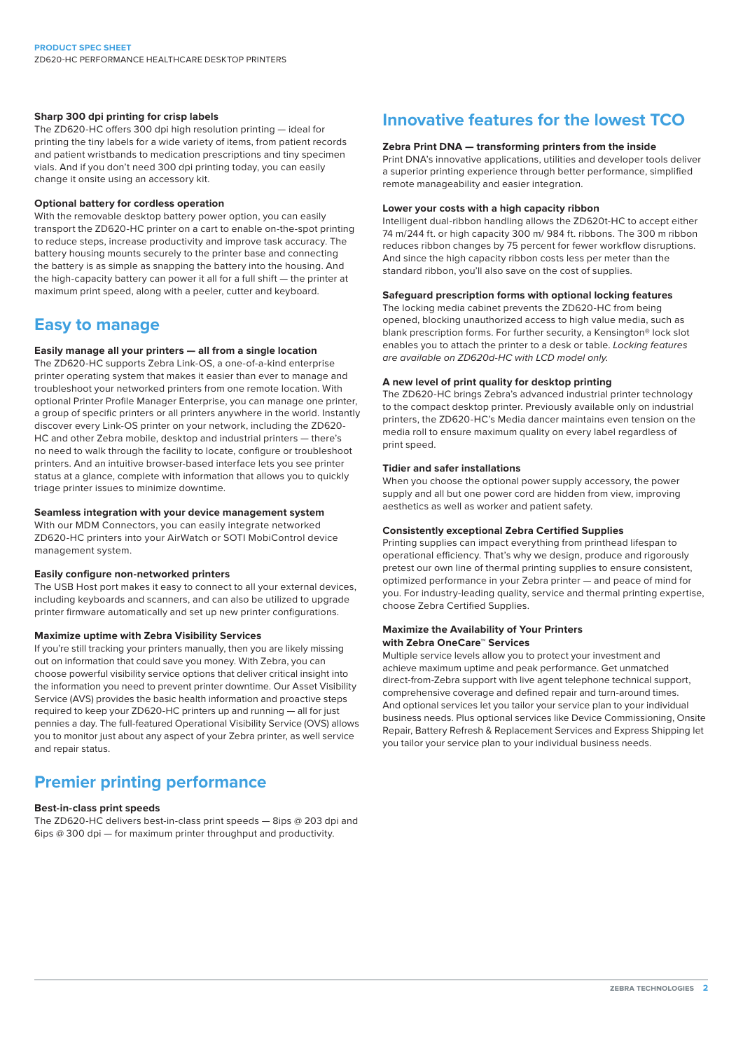### Sharp 300 dpi printing for crisp labels

The ZD620-HC offers 300 dpi high resolution printing — ideal for printing the tiny labels for a wide variety of items, from patient records and patient wristbands to medication prescriptions and tiny specimen vials. And if you don't need 300 dpi printing today, you can easily change it onsite using an accessory kit.

### Optional battery for cordless operation

With the removable desktop battery power option, you can easily transport the ZD620-HC printer on a cart to enable on-the-spot printing to reduce steps, increase productivity and improve task accuracy. The battery housing mounts securely to the printer base and connecting the battery is as simple as snapping the battery into the housing. And the high-capacity battery can power it all for a full shift — the printer at maximum print speed, along with a peeler, cutter and keyboard.

## Easy to manage

### Easily manage all your printers — all from a single location

The ZD620-HC supports Zebra Link-OS, a one-of-a-kind enterprise printer operating system that makes it easier than ever to manage and troubleshoot your networked printers from one remote location. With optional Printer Profile Manager Enterprise, you can manage one printer, a group of specific printers or all printers anywhere in the world. Instantly discover every Link-OS printer on your network, including the ZD620-HC and other Zebra mobile, desktop and industrial printers — there's no need to walk through the facility to locate, configure or troubleshoot printers. And an intuitive browser-based interface lets you see printer status at a glance, complete with information that allows you to quickly triage printer issues to minimize downtime.

### Seamless integration with your device management system

With our MDM Connectors, you can easily integrate networked ZD620-HC printers into your AirWatch or SOTI MobiControl device management system.

### Easily configure non-networked printers

The USB Host port makes it easy to connect to all your external devices, including keyboards and scanners, and can also be utilized to upgrade printer firmware automatically and set up new printer configurations.

### Maximize uptime with Zebra Visibility Services

If you're still tracking your printers manually, then you are likely missing out on information that could save you money. With Zebra, you can choose powerful visibility service options that deliver critical insight into the information you need to prevent printer downtime. Our Asset Visibility Service (AVS) provides the basic health information and proactive steps required to keep your ZD620-HC printers up and running — all for just pennies a day. The full-featured Operational Visibility Service (OVS) allows you to monitor just about any aspect of your Zebra printer, as well service and repair status.

## Premier printing performance

### Best-in-class print speeds

The ZD620-HC delivers best-in-class print speeds — 8ips @ 203 dpi and 6ips @ 300 dpi — for maximum printer throughput and productivity.

## Innovative features for the lowest TCO

### Zebra Print DNA — transforming printers from the inside

Print DNA's innovative applications, utilities and developer tools deliver a superior printing experience through better performance, simplified remote manageability and easier integration.

### Lower your costs with a high capacity ribbon

Intelligent dual-ribbon handling allows the ZD620t-HC to accept either 74 m/244 ft. or high capacity 300 m/ 984 ft. ribbons. The 300 m ribbon reduces ribbon changes by 75 percent for fewer workflow disruptions. And since the high capacity ribbon costs less per meter than the standard ribbon, you'll also save on the cost of supplies.

### Safeguard prescription forms with optional locking features

The locking media cabinet prevents the ZD620-HC from being opened, blocking unauthorized access to high value media, such as blank prescription forms. For further security, a Kensington® lock slot enables you to attach the printer to a desk or table. *Locking features are available on ZD620d-HC with LCD model only.*

### A new level of print quality for desktop printing

The ZD620-HC brings Zebra's advanced industrial printer technology to the compact desktop printer. Previously available only on industrial printers, the ZD620-HC's Media dancer maintains even tension on the media roll to ensure maximum quality on every label regardless of print speed.

### Tidier and safer installations

When you choose the optional power supply accessory, the power supply and all but one power cord are hidden from view, improving aesthetics as well as worker and patient safety.

### Consistently exceptional Zebra Certified Supplies

Printing supplies can impact everything from printhead lifespan to operational efficiency. That's why we design, produce and rigorously pretest our own line of thermal printing supplies to ensure consistent, optimized performance in your Zebra printer — and peace of mind for you. For industry-leading quality, service and thermal printing expertise, choose Zebra Certified Supplies.

### Maximize the Availability of Your Printers with Zebra OneCare™ Services

Multiple service levels allow you to protect your investment and achieve maximum uptime and peak performance. Get unmatched direct-from-Zebra support with live agent telephone technical support, comprehensive coverage and defined repair and turn-around times. And optional services let you tailor your service plan to your individual business needs. Plus optional services like Device Commissioning, Onsite Repair, Battery Refresh & Replacement Services and Express Shipping let you tailor your service plan to your individual business needs.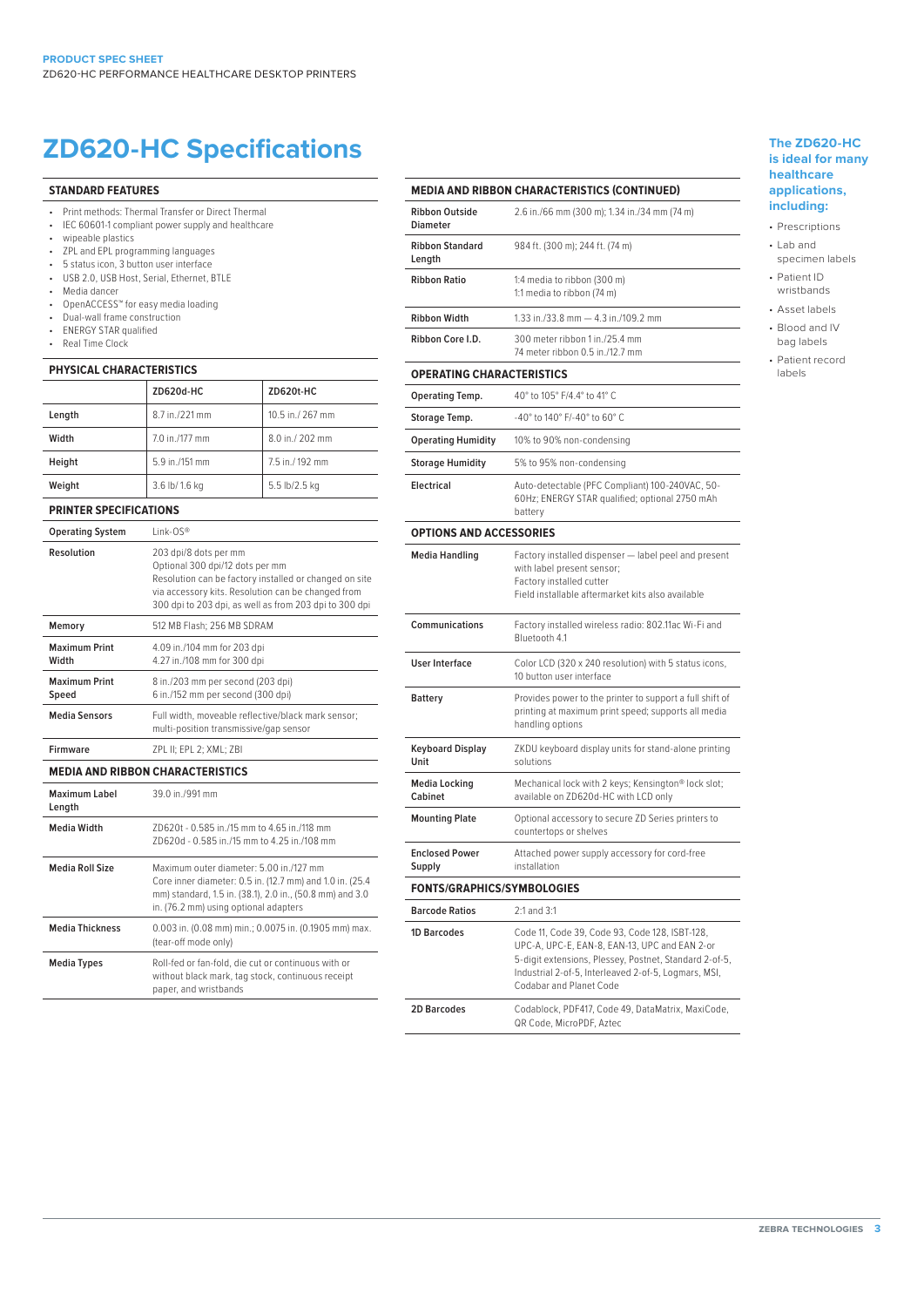# ZD620-HC Specifications

## STANDARD FEATURES

- Print methods: Thermal Transfer or Direct Thermal
- IEC 60601-1 compliant power supply and healthcare
- wipeable plastics
- ZPL and EPL programming languages
- 5 status icon, 3 button user interface
- USB 2.0, USB Host, Serial, Ethernet, BTLE
- Media dancer
- OpenACCESS™ for easy media loading
- Dual-wall frame construction
- ENERGY STAR qualified
- Real Time Clock

## PHYSICAL CHARACTERISTICS

| | ZD620d-HC | ZD620t-HC |
|---|---|---|
| Length | 8.7 in./221 mm | 10.5 in./ 267 mm |
| Width | 7.0 in./177 mm | 8.0 in./ 202 mm |
| Height | 5.9 in./151 mm | 7.5 in./ 192 mm |
| Weight | 3.6 lb/ 1.6 kg | 5.5 lb/2.5 kg |

## PRINTER SPECIFICATIONS

| | |
|---|---|
| Operating System | Link-OS® |
| Resolution | 203 dpi/8 dots per mm<br>Optional 300 dpi/12 dots per mm<br>Resolution can be factory installed or changed on site via accessory kits. Resolution can be changed from 300 dpi to 203 dpi, as well as from 203 dpi to 300 dpi |
| Memory | 512 MB Flash; 256 MB SDRAM |
| Maximum Print Width | 4.09 in./104 mm for 203 dpi<br>4.27 in./108 mm for 300 dpi |
| Maximum Print Speed | 8 in./203 mm per second (203 dpi)<br>6 in./152 mm per second (300 dpi) |
| Media Sensors | Full width, moveable reflective/black mark sensor; multi-position transmissive/gap sensor |
| Firmware | ZPL II; EPL 2; XML; ZBI |

## MEDIA AND RIBBON CHARACTERISTICS

| | |
|---|---|
| Maximum Label Length | 39.0 in./991 mm |
| Media Width | ZD620t - 0.585 in./15 mm to 4.65 in./118 mm<br>ZD620d - 0.585 in./15 mm to 4.25 in./108 mm |
| Media Roll Size | Maximum outer diameter: 5.00 in./127 mm<br>Core inner diameter: 0.5 in. (12.7 mm) and 1.0 in. (25.4 mm) standard, 1.5 in. (38.1), 2.0 in., (50.8 mm) and 3.0 in. (76.2 mm) using optional adapters |
| Media Thickness | 0.003 in. (0.08 mm) min.; 0.0075 in. (0.1905 mm) max. (tear-off mode only) |
| Media Types | Roll-fed or fan-fold, die cut or continuous with or without black mark, tag stock, continuous receipt paper, and wristbands |

## MEDIA AND RIBBON CHARACTERISTICS (CONTINUED)

| | |
|---|---|
| Ribbon Outside Diameter | 2.6 in./66 mm (300 m); 1.34 in./34 mm (74 m) |
| Ribbon Standard Length | 984 ft. (300 m); 244 ft. (74 m) |
| Ribbon Ratio | 1:4 media to ribbon (300 m)<br>1:1 media to ribbon (74 m) |
| Ribbon Width | 1.33 in./33.8 mm — 4.3 in./109.2 mm |
| Ribbon Core I.D. | 300 meter ribbon 1 in./25.4 mm<br>74 meter ribbon 0.5 in./12.7 mm |

## OPERATING CHARACTERISTICS

| | |
|---|---|
| Operating Temp. | 40° to 105° F/4.4° to 41° C |
| Storage Temp. | -40° to 140° F/-40° to 60° C |
| Operating Humidity | 10% to 90% non-condensing |
| Storage Humidity | 5% to 95% non-condensing |
| Electrical | Auto-detectable (PFC Compliant) 100-240VAC, 50-60Hz; ENERGY STAR qualified; optional 2750 mAh battery |

## OPTIONS AND ACCESSORIES

| | |
|---|---|
| Media Handling | Factory installed dispenser — label peel and present with label present sensor;<br>Factory installed cutter<br>Field installable aftermarket kits also available |
| Communications | Factory installed wireless radio: 802.11ac Wi-Fi and Bluetooth 4.1 |
| User Interface | Color LCD (320 x 240 resolution) with 5 status icons, 10 button user interface |
| Battery | Provides power to the printer to support a full shift of printing at maximum print speed; supports all media handling options |
| Keyboard Display Unit | ZKDU keyboard display units for stand-alone printing solutions |
| Media Locking Cabinet | Mechanical lock with 2 keys; Kensington® lock slot; available on ZD620d-HC with LCD only |
| Mounting Plate | Optional accessory to secure ZD Series printers to countertops or shelves |
| Enclosed Power Supply | Attached power supply accessory for cord-free installation |

## FONTS/GRAPHICS/SYMBOLOGIES

| | |
|---|---|
| Barcode Ratios | 2:1 and 3:1 |
| 1D Barcodes | Code 11, Code 39, Code 93, Code 128, ISBT-128, UPC-A, UPC-E, EAN-8, EAN-13, UPC and EAN 2-or 5-digit extensions, Plessey, Postnet, Standard 2-of-5, Industrial 2-of-5, Interleaved 2-of-5, Logmars, MSI, Codabar and Planet Code |
| 2D Barcodes | Codablock, PDF417, Code 49, DataMatrix, MaxiCode, QR Code, MicroPDF, Aztec |

### The ZD620-HC is ideal for many healthcare applications, including:

- Prescriptions
- Lab and specimen labels
- Patient ID wristbands
- Asset labels
- Blood and IV bag labels
- Patient record labels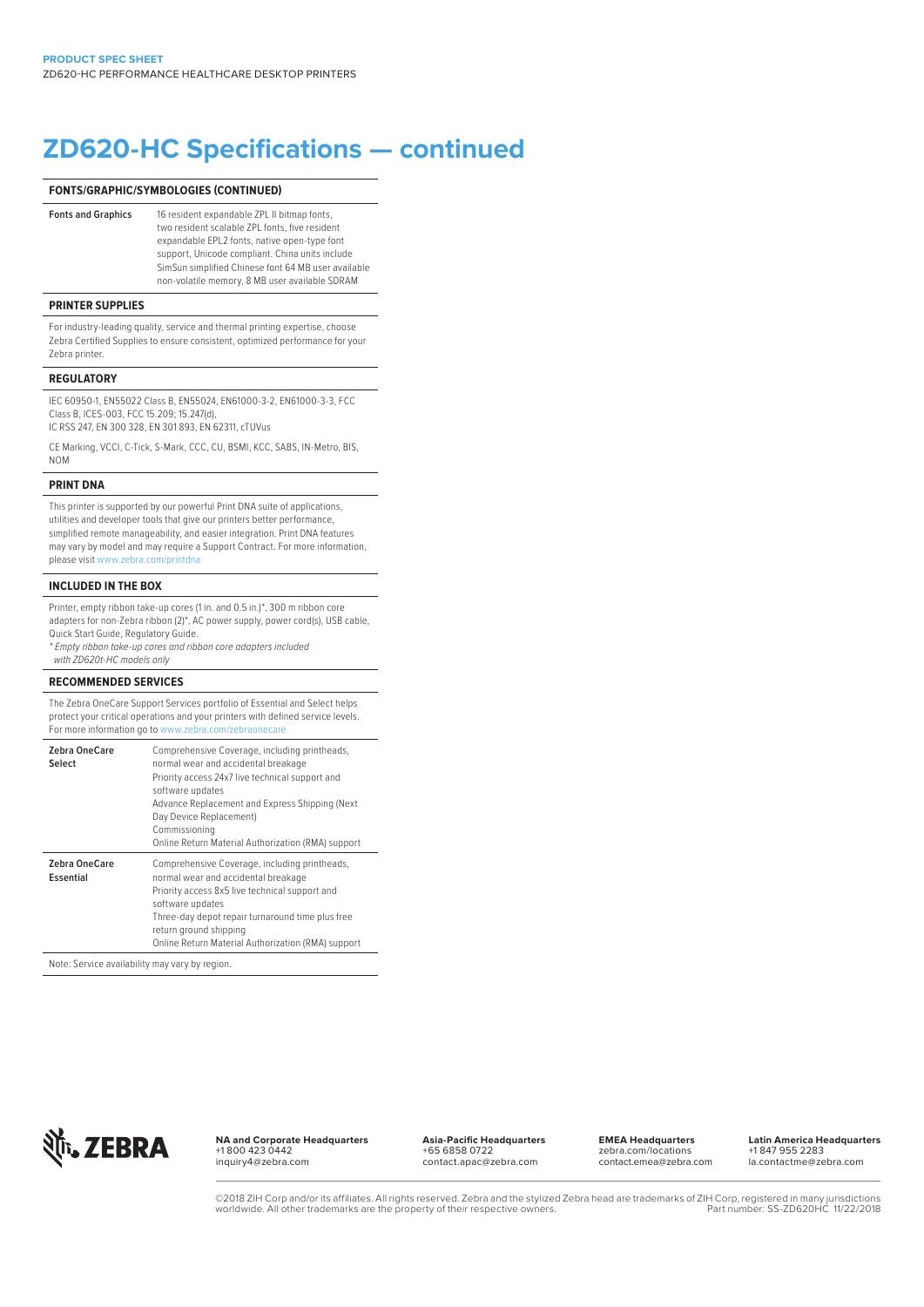# ZD620-HC Specifications — continued

## FONTS/GRAPHIC/SYMBOLOGIES (CONTINUED)

| | |
|---|---|
| **Fonts and Graphics** | 16 resident expandable ZPL II bitmap fonts, two resident scalable ZPL fonts, five resident expandable EPL2 fonts, native open-type font support, Unicode compliant. China units include SimSun simplified Chinese font 64 MB user available non-volatile memory, 8 MB user available SDRAM |

## PRINTER SUPPLIES

For industry-leading quality, service and thermal printing expertise, choose Zebra Certified Supplies to ensure consistent, optimized performance for your Zebra printer.

## REGULATORY

IEC 60950-1, EN55022 Class B, EN55024, EN61000-3-2, EN61000-3-3, FCC Class B, ICES-003, FCC 15.209; 15.247(d), IC RSS 247, EN 300 328, EN 301 893, EN 62311, cTUVus

CE Marking, VCCI, C-Tick, S-Mark, CCC, CU, BSMI, KCC, SABS, IN-Metro, BIS, NOM

## PRINT DNA

This printer is supported by our powerful Print DNA suite of applications, utilities and developer tools that give our printers better performance, simplified remote manageability, and easier integration. Print DNA features may vary by model and may require a Support Contract. For more information, please visit www.zebra.com/printdna

## INCLUDED IN THE BOX

Printer, empty ribbon take-up cores (1 in. and 0.5 in.)*, 300 m ribbon core adapters for non-Zebra ribbon (2)*, AC power supply, power cord(s), USB cable, Quick Start Guide, Regulatory Guide.

*\* Empty ribbon take-up cores and ribbon core adapters included with ZD620t-HC models only*

## RECOMMENDED SERVICES

The Zebra OneCare Support Services portfolio of Essential and Select helps protect your critical operations and your printers with defined service levels. For more information go to www.zebra.com/zebraonecare

| | |
|---|---|
| **Zebra OneCare Select** | Comprehensive Coverage, including printheads, normal wear and accidental breakage<br>Priority access 24x7 live technical support and software updates<br>Advance Replacement and Express Shipping (Next Day Device Replacement)<br>Commissioning<br>Online Return Material Authorization (RMA) support |
| **Zebra OneCare Essential** | Comprehensive Coverage, including printheads, normal wear and accidental breakage<br>Priority access 8x5 live technical support and software updates<br>Three-day depot repair turnaround time plus free return ground shipping<br>Online Return Material Authorization (RMA) support |

Note: Service availability may vary by region.

**NA and Corporate Headquarters**
+1 800 423 0442
inquiry4@zebra.com

**Asia-Pacific Headquarters**
+65 6858 0722
contact.apac@zebra.com

**EMEA Headquarters**
zebra.com/locations
contact.emea@zebra.com

**Latin America Headquarters**
+1 847 955 2283
la.contactme@zebra.com

©2018 ZIH Corp and/or its affiliates. All rights reserved. Zebra and the stylized Zebra head are trademarks of ZIH Corp, registered in many jurisdictions worldwide. All other trademarks are the property of their respective owners. Part number: SS-ZD620HC 11/22/2018